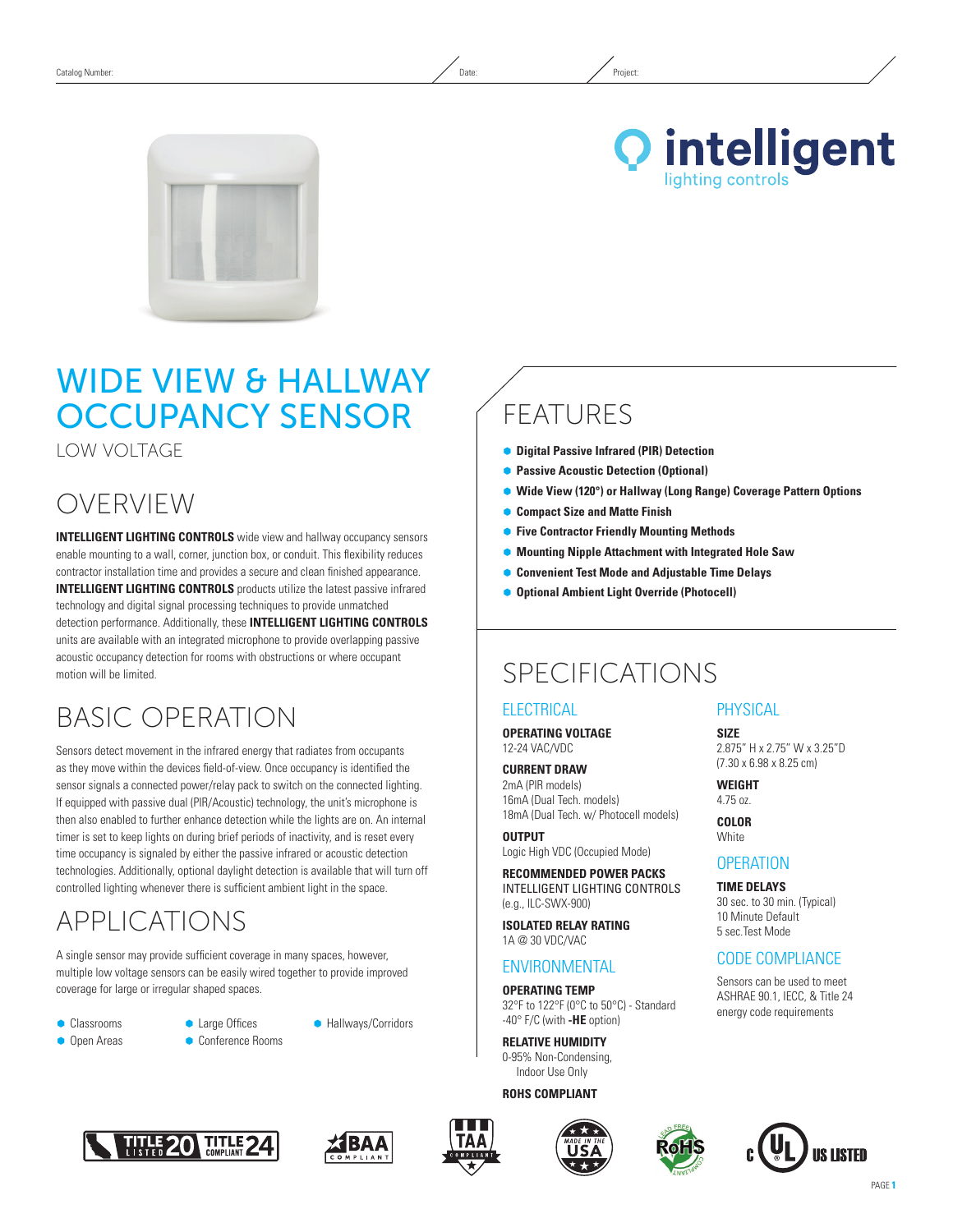Catalog Number: Date: Project:

intelligent lighting controls

# WIDE VIEW & HALLWAY OCCUPANCY SENSOR

LOW VOLTAGE

## OVERVIEW

**INTELLIGENT LIGHTING CONTROLS** wide view and hallway occupancy sensors enable mounting to a wall, corner, junction box, or conduit. This flexibility reduces contractor installation time and provides a secure and clean finished appearance. **INTELLIGENT LIGHTING CONTROLS** products utilize the latest passive infrared technology and digital signal processing techniques to provide unmatched detection performance. Additionally, these **INTELLIGENT LIGHTING CONTROLS** units are available with an integrated microphone to provide overlapping passive acoustic occupancy detection for rooms with obstructions or where occupant motion will be limited.

## BASIC OPERATION

Sensors detect movement in the infrared energy that radiates from occupants as they move within the devices field-of-view. Once occupancy is identified the sensor signals a connected power/relay pack to switch on the connected lighting. If equipped with passive dual (PIR/Acoustic) technology, the unit's microphone is then also enabled to further enhance detection while the lights are on. An internal timer is set to keep lights on during brief periods of inactivity, and is reset every time occupancy is signaled by either the passive infrared or acoustic detection technologies. Additionally, optional daylight detection is available that will turn off controlled lighting whenever there is sufficient ambient light in the space.

## APPLICATIONS

A single sensor may provide sufficient coverage in many spaces, however, multiple low voltage sensors can be easily wired together to provide improved coverage for large or irregular shaped spaces.

- Classrooms
- Open Areas
- Large Offices
- Conference Rooms
- Hallways/Corridors

## FEATURES

- **Digital Passive Infrared (PIR) Detection**
- **Passive Acoustic Detection (Optional)**
- **Wide View (120°) or Hallway (Long Range) Coverage Pattern Options**
- **Compact Size and Matte Finish**
- **Five Contractor Friendly Mounting Methods**
- **Mounting Nipple Attachment with Integrated Hole Saw**
- **Convenient Test Mode and Adjustable Time Delays**
- **Optional Ambient Light Override (Photocell)**

## SPECIFICATIONS

### ELECTRICAL

**OPERATING VOLTAGE**
12-24 VAC/VDC

**CURRENT DRAW**
2mA (PIR models)
16mA (Dual Tech. models)
18mA (Dual Tech. w/ Photocell models)

**OUTPUT**
Logic High VDC (Occupied Mode)

**RECOMMENDED POWER PACKS**
INTELLIGENT LIGHTING CONTROLS
(e.g., ILC-SWX-900)

**ISOLATED RELAY RATING**
1A @ 30 VDC/VAC

### ENVIRONMENTAL

**OPERATING TEMP**
32°F to 122°F (0°C to 50°C) - Standard
-40° F/C (with **-HE** option)

**RELATIVE HUMIDITY**
0-95% Non-Condensing,
Indoor Use Only

**ROHS COMPLIANT**

### PHYSICAL

**SIZE**
2.875" H x 2.75" W x 3.25"D
(7.30 x 6.98 x 8.25 cm)

**WEIGHT**
4.75 oz.

**COLOR**
White

### OPERATION

**TIME DELAYS**
30 sec. to 30 min. (Typical)
10 Minute Default
5 sec.Test Mode

### CODE COMPLIANCE

Sensors can be used to meet ASHRAE 90.1, IECC, & Title 24 energy code requirements

TITLE 20 LISTED · TITLE 24 COMPLIANT · BAA COMPLIANT · TAA COMPLIANT · MADE IN THE USA · RoHS · c UL US LISTED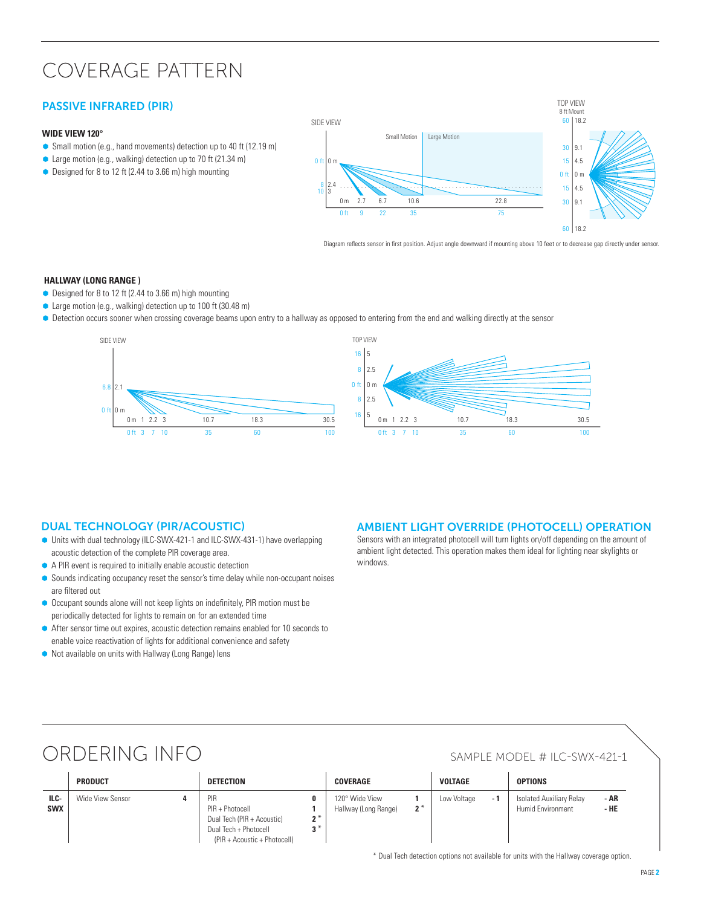# COVERAGE PATTERN

## PASSIVE INFRARED (PIR)

**WIDE VIEW 120°**

- Small motion (e.g., hand movements) detection up to 40 ft (12.19 m)
- Large motion (e.g., walking) detection up to 70 ft (21.34 m)
- Designed for 8 to 12 ft (2.44 to 3.66 m) high mounting

Diagram reflects sensor in first position. Adjust angle downward if mounting above 10 feet or to decrease gap directly under sensor.

**HALLWAY (LONG RANGE )**

- Designed for 8 to 12 ft (2.44 to 3.66 m) high mounting
- Large motion (e.g., walking) detection up to 100 ft (30.48 m)
- Detection occurs sooner when crossing coverage beams upon entry to a hallway as opposed to entering from the end and walking directly at the sensor

## DUAL TECHNOLOGY (PIR/ACOUSTIC)

- Units with dual technology (ILC-SWX-421-1 and ILC-SWX-431-1) have overlapping acoustic detection of the complete PIR coverage area.
- A PIR event is required to initially enable acoustic detection
- Sounds indicating occupancy reset the sensor's time delay while non-occupant noises are filtered out
- Occupant sounds alone will not keep lights on indefinitely, PIR motion must be periodically detected for lights to remain on for an extended time
- After sensor time out expires, acoustic detection remains enabled for 10 seconds to enable voice reactivation of lights for additional convenience and safety
- Not available on units with Hallway (Long Range) lens

## AMBIENT LIGHT OVERRIDE (PHOTOCELL) OPERATION

Sensors with an integrated photocell will turn lights on/off depending on the amount of ambient light detected. This operation makes them ideal for lighting near skylights or windows.

# ORDERING INFO

SAMPLE MODEL # ILC-SWX-421-1

| | PRODUCT | | DETECTION | | COVERAGE | | VOLTAGE | | OPTIONS | |
|---|---|---|---|---|---|---|---|---|---|---|
| **ILC-SWX** | Wide View Sensor | **4** | PIR<br>PIR + Photocell<br>Dual Tech (PIR + Acoustic)<br>Dual Tech + Photocell (PIR + Acoustic + Photocell) | **0**<br>**1**<br>**2** *<br>**3** * | 120° Wide View<br>Hallway (Long Range) | **1**<br>**2** * | Low Voltage | **- 1** | Isolated Auxiliary Relay<br>Humid Environment | **- AR**<br>**- HE** |

* Dual Tech detection options not available for units with the Hallway coverage option.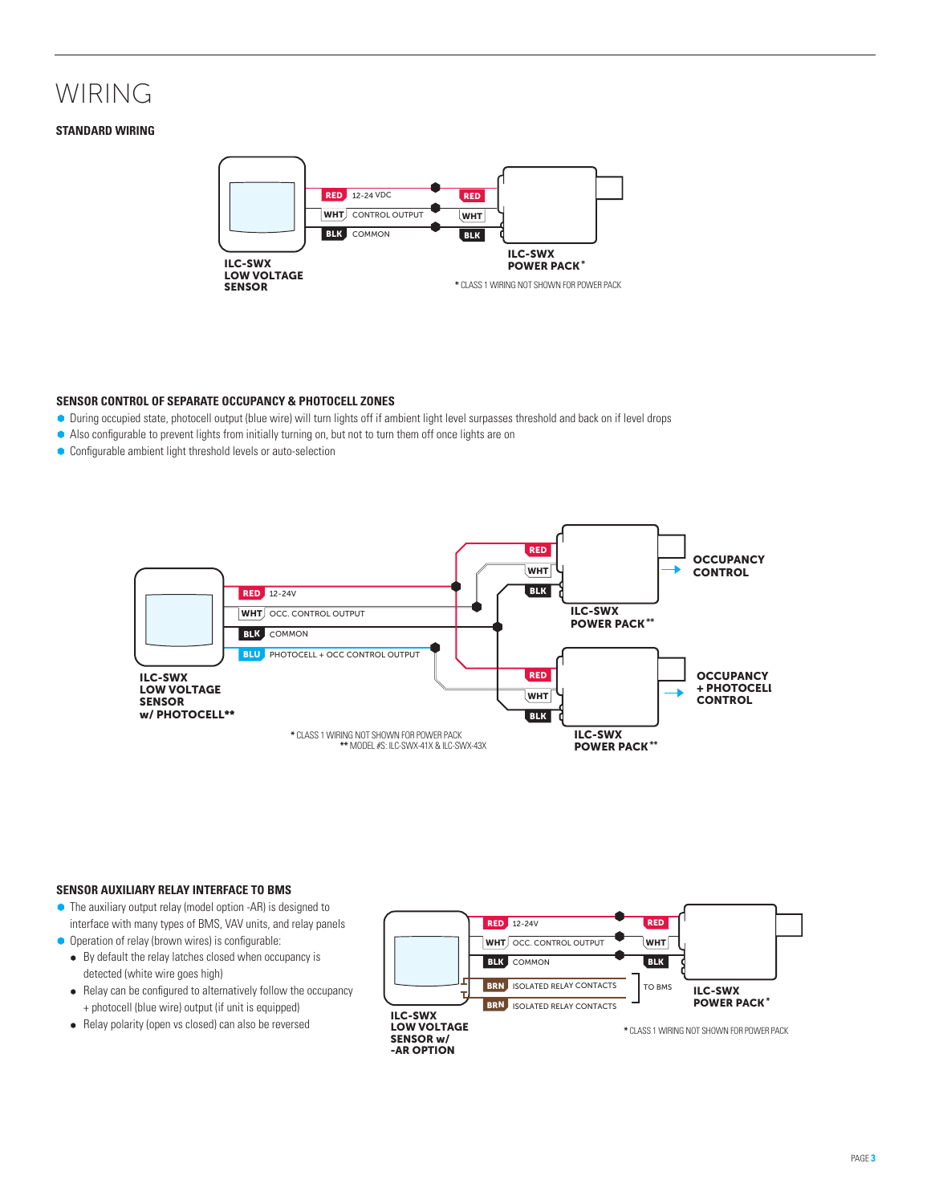# WIRING

### STANDARD WIRING

RED 12-24 VDC
WHT CONTROL OUTPUT
BLK COMMON

RED
WHT
BLK

ILC-SWX LOW VOLTAGE SENSOR

ILC-SWX POWER PACK*

* CLASS 1 WIRING NOT SHOWN FOR POWER PACK

### SENSOR CONTROL OF SEPARATE OCCUPANCY & PHOTOCELL ZONES

- During occupied state, photocell output (blue wire) will turn lights off if ambient light level surpasses threshold and back on if level drops
- Also configurable to prevent lights from initially turning on, but not to turn them off once lights are on
- Configurable ambient light threshold levels or auto-selection

RED 12-24V
WHT OCC. CONTROL OUTPUT
BLK COMMON
BLU PHOTOCELL + OCC CONTROL OUTPUT

ILC-SWX LOW VOLTAGE SENSOR w/ PHOTOCELL**

RED
WHT
BLK

ILC-SWX POWER PACK**

OCCUPANCY CONTROL

RED
WHT
BLK

ILC-SWX POWER PACK**

OCCUPANCY + PHOTOCELL CONTROL

* CLASS 1 WIRING NOT SHOWN FOR POWER PACK
** MODEL #S: ILC-SWX-41X & ILC-SWX-43X

### SENSOR AUXILIARY RELAY INTERFACE TO BMS

- The auxiliary output relay (model option -AR) is designed to interface with many types of BMS, VAV units, and relay panels
- Operation of relay (brown wires) is configurable:
  - By default the relay latches closed when occupancy is detected (white wire goes high)
  - Relay can be configured to alternatively follow the occupancy + photocell (blue wire) output (if unit is equipped)
  - Relay polarity (open vs closed) can also be reversed

RED 12-24V
WHT OCC. CONTROL OUTPUT
BLK COMMON
BRN ISOLATED RELAY CONTACTS
BRN ISOLATED RELAY CONTACTS

TO BMS

RED
WHT
BLK

ILC-SWX LOW VOLTAGE SENSOR w/ -AR OPTION

ILC-SWX POWER PACK*

* CLASS 1 WIRING NOT SHOWN FOR POWER PACK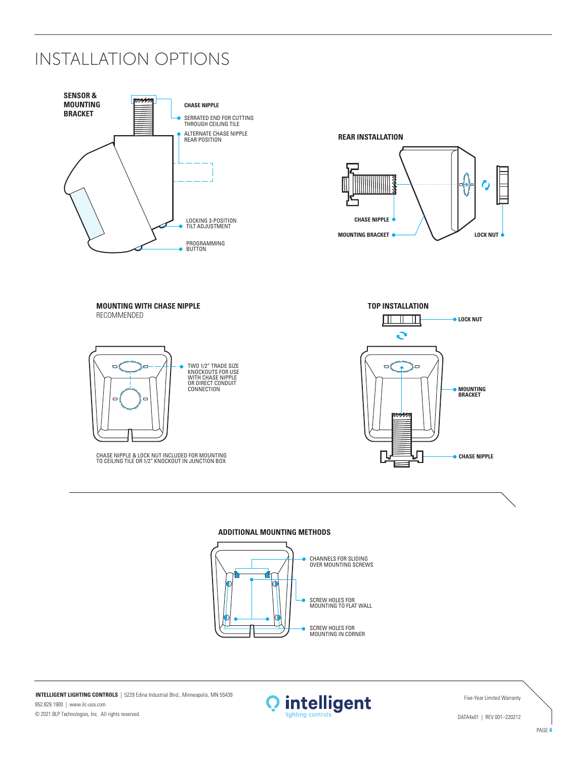# INSTALLATION OPTIONS

**SENSOR & MOUNTING BRACKET**

**CHASE NIPPLE**

SERRATED END FOR CUTTING THROUGH CEILING TILE

ALTERNATE CHASE NIPPLE REAR POSITION

LOCKING 3-POSITION TILT ADJUSTMENT

PROGRAMMING BUTTON

**REAR INSTALLATION**

**CHASE NIPPLE**

**MOUNTING BRACKET**

**LOCK NUT**

**MOUNTING WITH CHASE NIPPLE**
RECOMMENDED

TWO 1/2" TRADE SIZE KNOCKOUTS FOR USE WITH CHASE NIPPLE OR DIRECT CONDUIT CONNECTION

CHASE NIPPLE & LOCK NUT INCLUDED FOR MOUNTING TO CEILING TILE OR 1/2" KNOCKOUT IN JUNCTION BOX

**TOP INSTALLATION**

**LOCK NUT**

**MOUNTING BRACKET**

**CHASE NIPPLE**

**ADDITIONAL MOUNTING METHODS**

CHANNELS FOR SLIDING OVER MOUNTING SCREWS

SCREW HOLES FOR MOUNTING TO FLAT WALL

SCREW HOLES FOR MOUNTING IN CORNER

**INTELLIGENT LIGHTING CONTROLS** | 5229 Edina Industrial Blvd., Minneapolis, MN 55439
952.829.1900 | www.ilc-usa.com
© 2021 BLP Technologies, Inc. All rights reserved.

intelligent lighting controls

Five-Year Limited Warranty

DATA4x01 | REV 001–220212